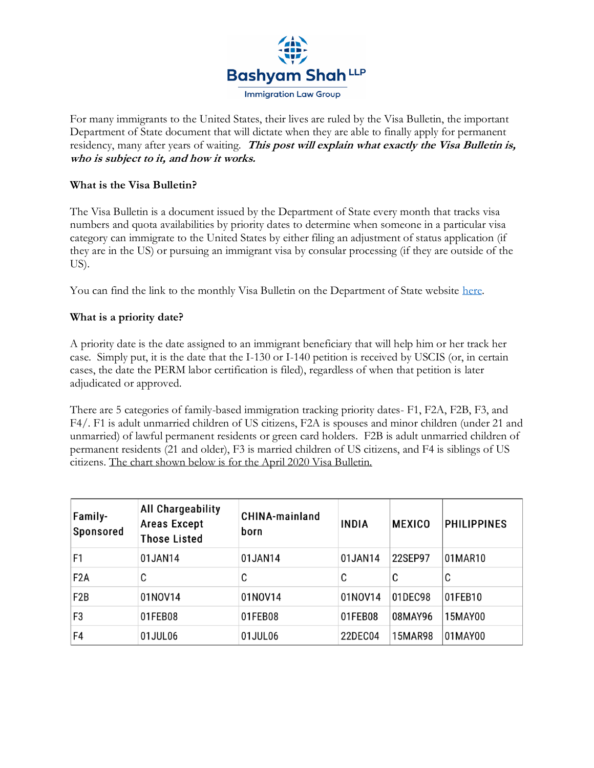Bashyam Shah LLP

Immigration Law Group

For many immigrants to the United States, their lives are ruled by the Visa Bulletin, the important Department of State document that will dictate when they are able to finally apply for permanent residency, many after years of waiting. ***This post will explain what exactly the Visa Bulletin is, who is subject to it, and how it works.***

**What is the Visa Bulletin?**

The Visa Bulletin is a document issued by the Department of State every month that tracks visa numbers and quota availabilities by priority dates to determine when someone in a particular visa category can immigrate to the United States by either filing an adjustment of status application (if they are in the US) or pursuing an immigrant visa by consular processing (if they are outside of the US).

You can find the link to the monthly Visa Bulletin on the Department of State website here.

**What is a priority date?**

A priority date is the date assigned to an immigrant beneficiary that will help him or her track her case. Simply put, it is the date that the I-130 or I-140 petition is received by USCIS (or, in certain cases, the date the PERM labor certification is filed), regardless of when that petition is later adjudicated or approved.

There are 5 categories of family-based immigration tracking priority dates- F1, F2A, F2B, F3, and F4/. F1 is adult unmarried children of US citizens, F2A is spouses and minor children (under 21 and unmarried) of lawful permanent residents or green card holders. F2B is adult unmarried children of permanent residents (21 and older), F3 is married children of US citizens, and F4 is siblings of US citizens. The chart shown below is for the April 2020 Visa Bulletin.

| Family-Sponsored | All Chargeability Areas Except Those Listed | CHINA-mainland born | INDIA | MEXICO | PHILIPPINES |
|---|---|---|---|---|---|
| F1 | 01JAN14 | 01JAN14 | 01JAN14 | 22SEP97 | 01MAR10 |
| F2A | C | C | C | C | C |
| F2B | 01NOV14 | 01NOV14 | 01NOV14 | 01DEC98 | 01FEB10 |
| F3 | 01FEB08 | 01FEB08 | 01FEB08 | 08MAY96 | 15MAY00 |
| F4 | 01JUL06 | 01JUL06 | 22DEC04 | 15MAR98 | 01MAY00 |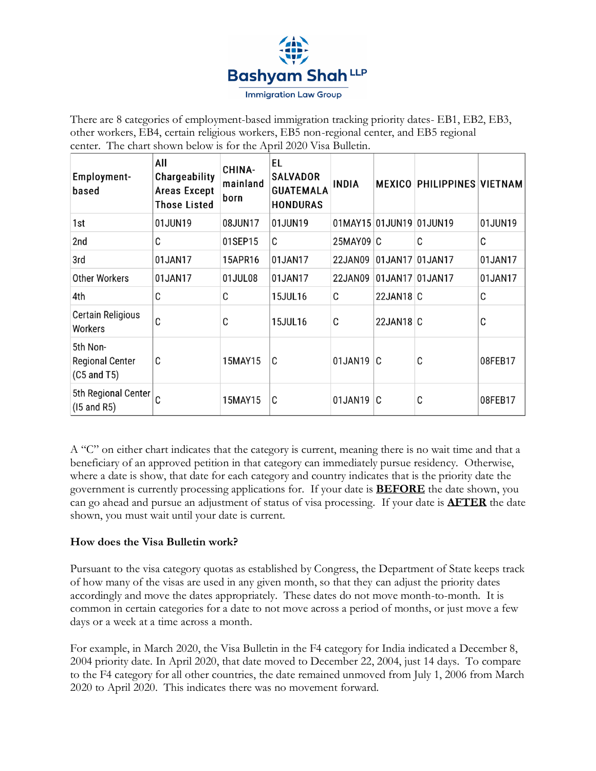There are 8 categories of employment-based immigration tracking priority dates- EB1, EB2, EB3, other workers, EB4, certain religious workers, EB5 non-regional center, and EB5 regional center. The chart shown below is for the April 2020 Visa Bulletin.

| Employment-based | All Chargeability Areas Except Those Listed | CHINA-mainland born | EL SALVADOR GUATEMALA HONDURAS | INDIA | MEXICO | PHILIPPINES | VIETNAM |
|---|---|---|---|---|---|---|---|
| 1st | 01JUN19 | 08JUN17 | 01JUN19 | 01MAY15 | 01JUN19 | 01JUN19 | 01JUN19 |
| 2nd | C | 01SEP15 | C | 25MAY09 | C | C | C |
| 3rd | 01JAN17 | 15APR16 | 01JAN17 | 22JAN09 | 01JAN17 | 01JAN17 | 01JAN17 |
| Other Workers | 01JAN17 | 01JUL08 | 01JAN17 | 22JAN09 | 01JAN17 | 01JAN17 | 01JAN17 |
| 4th | C | C | 15JUL16 | C | 22JAN18 | C | C |
| Certain Religious Workers | C | C | 15JUL16 | C | 22JAN18 | C | C |
| 5th Non-Regional Center (C5 and T5) | C | 15MAY15 | C | 01JAN19 | C | C | 08FEB17 |
| 5th Regional Center (I5 and R5) | C | 15MAY15 | C | 01JAN19 | C | C | 08FEB17 |

A "C" on either chart indicates that the category is current, meaning there is no wait time and that a beneficiary of an approved petition in that category can immediately pursue residency. Otherwise, where a date is show, that date for each category and country indicates that is the priority date the government is currently processing applications for. If your date is **BEFORE** the date shown, you can go ahead and pursue an adjustment of status of visa processing. If your date is **AFTER** the date shown, you must wait until your date is current.

**How does the Visa Bulletin work?**

Pursuant to the visa category quotas as established by Congress, the Department of State keeps track of how many of the visas are used in any given month, so that they can adjust the priority dates accordingly and move the dates appropriately. These dates do not move month-to-month. It is common in certain categories for a date to not move across a period of months, or just move a few days or a week at a time across a month.

For example, in March 2020, the Visa Bulletin in the F4 category for India indicated a December 8, 2004 priority date. In April 2020, that date moved to December 22, 2004, just 14 days. To compare to the F4 category for all other countries, the date remained unmoved from July 1, 2006 from March 2020 to April 2020. This indicates there was no movement forward.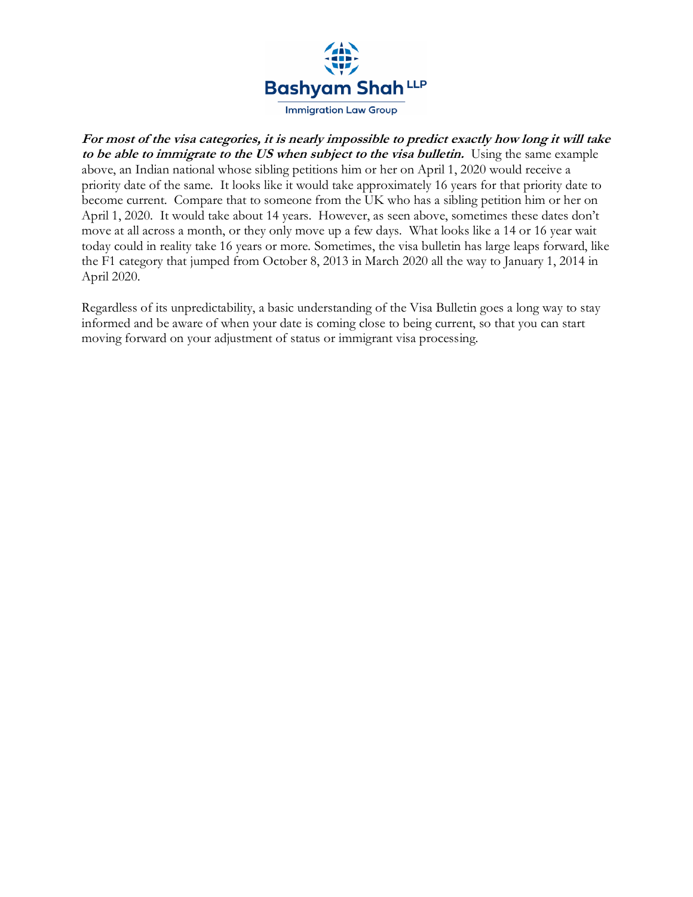***For most of the visa categories, it is nearly impossible to predict exactly how long it will take to be able to immigrate to the US when subject to the visa bulletin.*** Using the same example above, an Indian national whose sibling petitions him or her on April 1, 2020 would receive a priority date of the same. It looks like it would take approximately 16 years for that priority date to become current. Compare that to someone from the UK who has a sibling petition him or her on April 1, 2020. It would take about 14 years. However, as seen above, sometimes these dates don't move at all across a month, or they only move up a few days. What looks like a 14 or 16 year wait today could in reality take 16 years or more. Sometimes, the visa bulletin has large leaps forward, like the F1 category that jumped from October 8, 2013 in March 2020 all the way to January 1, 2014 in April 2020.

Regardless of its unpredictability, a basic understanding of the Visa Bulletin goes a long way to stay informed and be aware of when your date is coming close to being current, so that you can start moving forward on your adjustment of status or immigrant visa processing.